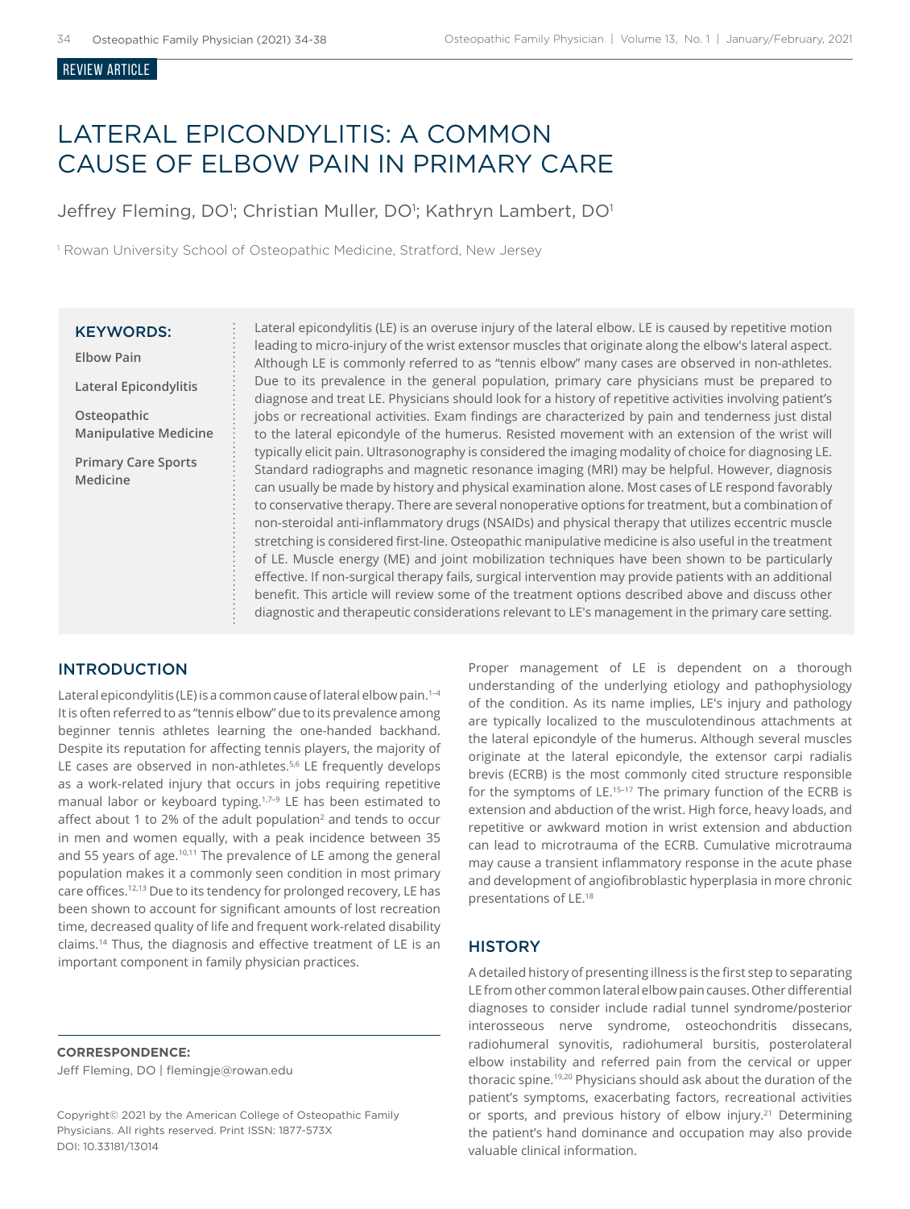REVIEW ARTICLE

# LATERAL EPICONDYLITIS: A COMMON CAUSE OF ELBOW PAIN IN PRIMARY CARE

Jeffrey Fleming, DO[1]; Christian Muller, DO[1]; Kathryn Lambert, DO[1]

[1] Rowan University School of Osteopathic Medicine, Stratford, New Jersey

**KEYWORDS:**

**Elbow Pain**

**Lateral Epicondylitis**

**Osteopathic Manipulative Medicine**

**Primary Care Sports Medicine**

Lateral epicondylitis (LE) is an overuse injury of the lateral elbow. LE is caused by repetitive motion leading to micro-injury of the wrist extensor muscles that originate along the elbow's lateral aspect. Although LE is commonly referred to as "tennis elbow" many cases are observed in non-athletes. Due to its prevalence in the general population, primary care physicians must be prepared to diagnose and treat LE. Physicians should look for a history of repetitive activities involving patient's jobs or recreational activities. Exam findings are characterized by pain and tenderness just distal to the lateral epicondyle of the humerus. Resisted movement with an extension of the wrist will typically elicit pain. Ultrasonography is considered the imaging modality of choice for diagnosing LE. Standard radiographs and magnetic resonance imaging (MRI) may be helpful. However, diagnosis can usually be made by history and physical examination alone. Most cases of LE respond favorably to conservative therapy. There are several nonoperative options for treatment, but a combination of non-steroidal anti-inflammatory drugs (NSAIDs) and physical therapy that utilizes eccentric muscle stretching is considered first-line. Osteopathic manipulative medicine is also useful in the treatment of LE. Muscle energy (ME) and joint mobilization techniques have been shown to be particularly effective. If non-surgical therapy fails, surgical intervention may provide patients with an additional benefit. This article will review some of the treatment options described above and discuss other diagnostic and therapeutic considerations relevant to LE's management in the primary care setting.

## INTRODUCTION

Lateral epicondylitis (LE) is a common cause of lateral elbow pain.[1–4] It is often referred to as "tennis elbow" due to its prevalence among beginner tennis athletes learning the one-handed backhand. Despite its reputation for affecting tennis players, the majority of LE cases are observed in non-athletes.[5,6] LE frequently develops as a work-related injury that occurs in jobs requiring repetitive manual labor or keyboard typing.[1,7–9] LE has been estimated to affect about 1 to 2% of the adult population[2] and tends to occur in men and women equally, with a peak incidence between 35 and 55 years of age.[10,11] The prevalence of LE among the general population makes it a commonly seen condition in most primary care offices.[12,13] Due to its tendency for prolonged recovery, LE has been shown to account for significant amounts of lost recreation time, decreased quality of life and frequent work-related disability claims.[14] Thus, the diagnosis and effective treatment of LE is an important component in family physician practices.

Proper management of LE is dependent on a thorough understanding of the underlying etiology and pathophysiology of the condition. As its name implies, LE's injury and pathology are typically localized to the musculotendinous attachments at the lateral epicondyle of the humerus. Although several muscles originate at the lateral epicondyle, the extensor carpi radialis brevis (ECRB) is the most commonly cited structure responsible for the symptoms of LE.[15–17] The primary function of the ECRB is extension and abduction of the wrist. High force, heavy loads, and repetitive or awkward motion in wrist extension and abduction can lead to microtrauma of the ECRB. Cumulative microtrauma may cause a transient inflammatory response in the acute phase and development of angiofibroblastic hyperplasia in more chronic presentations of LE.[18]

## HISTORY

A detailed history of presenting illness is the first step to separating LE from other common lateral elbow pain causes. Other differential diagnoses to consider include radial tunnel syndrome/posterior interosseous nerve syndrome, osteochondritis dissecans, radiohumeral synovitis, radiohumeral bursitis, posterolateral elbow instability and referred pain from the cervical or upper thoracic spine.[19,20] Physicians should ask about the duration of the patient's symptoms, exacerbating factors, recreational activities or sports, and previous history of elbow injury.[21] Determining the patient's hand dominance and occupation may also provide valuable clinical information.

**CORRESPONDENCE:**
Jeff Fleming, DO | flemingje@rowan.edu

Copyright© 2021 by the American College of Osteopathic Family Physicians. All rights reserved. Print ISSN: 1877-573X
DOI: 10.33181/13014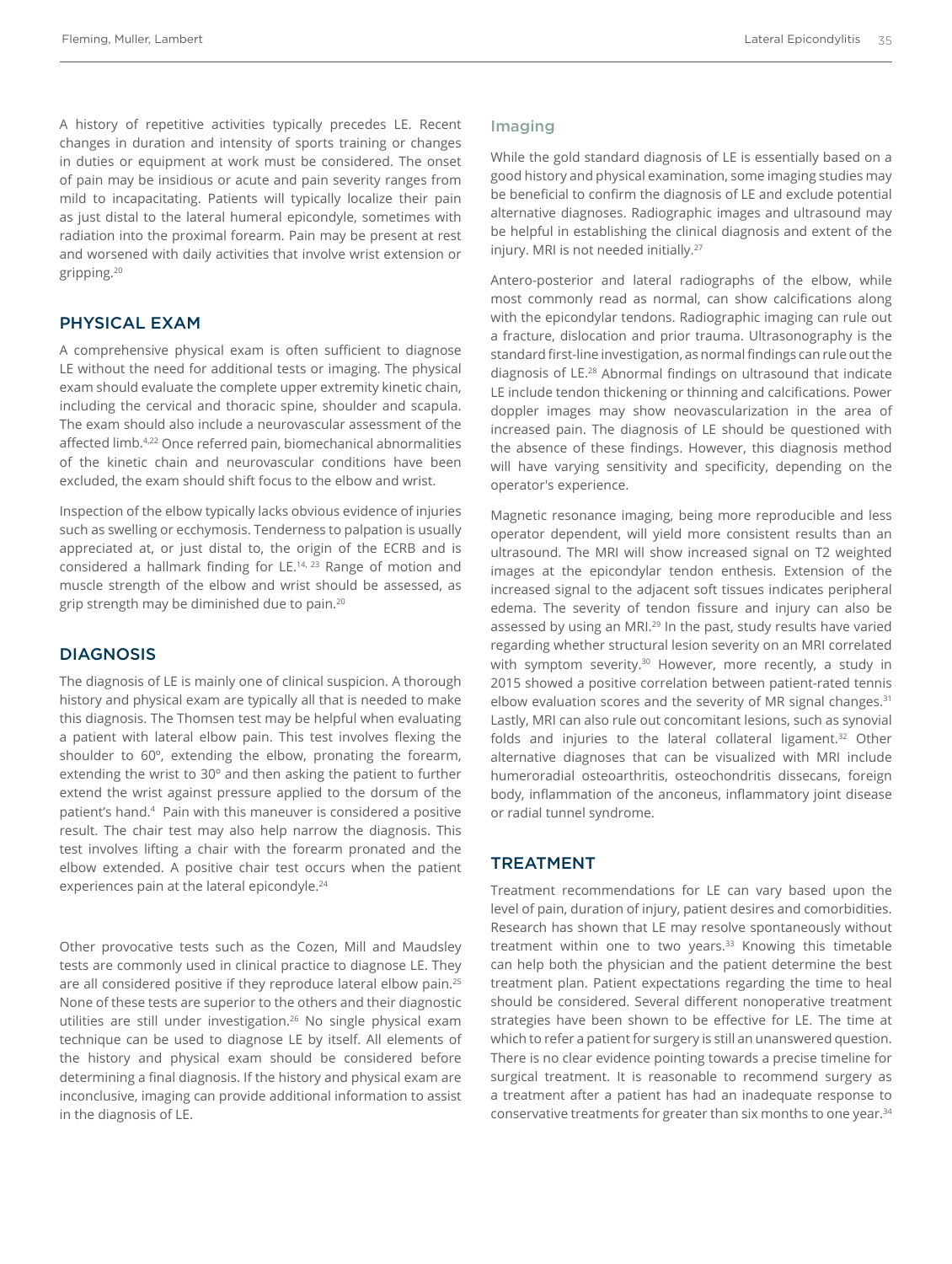A history of repetitive activities typically precedes LE. Recent changes in duration and intensity of sports training or changes in duties or equipment at work must be considered. The onset of pain may be insidious or acute and pain severity ranges from mild to incapacitating. Patients will typically localize their pain as just distal to the lateral humeral epicondyle, sometimes with radiation into the proximal forearm. Pain may be present at rest and worsened with daily activities that involve wrist extension or gripping.[20]

## PHYSICAL EXAM

A comprehensive physical exam is often sufficient to diagnose LE without the need for additional tests or imaging. The physical exam should evaluate the complete upper extremity kinetic chain, including the cervical and thoracic spine, shoulder and scapula. The exam should also include a neurovascular assessment of the affected limb.[4,22] Once referred pain, biomechanical abnormalities of the kinetic chain and neurovascular conditions have been excluded, the exam should shift focus to the elbow and wrist.

Inspection of the elbow typically lacks obvious evidence of injuries such as swelling or ecchymosis. Tenderness to palpation is usually appreciated at, or just distal to, the origin of the ECRB and is considered a hallmark finding for LE.[14, 23] Range of motion and muscle strength of the elbow and wrist should be assessed, as grip strength may be diminished due to pain.[20]

## DIAGNOSIS

The diagnosis of LE is mainly one of clinical suspicion. A thorough history and physical exam are typically all that is needed to make this diagnosis. The Thomsen test may be helpful when evaluating a patient with lateral elbow pain. This test involves flexing the shoulder to 60º, extending the elbow, pronating the forearm, extending the wrist to 30º and then asking the patient to further extend the wrist against pressure applied to the dorsum of the patient's hand.[4] Pain with this maneuver is considered a positive result. The chair test may also help narrow the diagnosis. This test involves lifting a chair with the forearm pronated and the elbow extended. A positive chair test occurs when the patient experiences pain at the lateral epicondyle.[24]

Other provocative tests such as the Cozen, Mill and Maudsley tests are commonly used in clinical practice to diagnose LE. They are all considered positive if they reproduce lateral elbow pain.[25] None of these tests are superior to the others and their diagnostic utilities are still under investigation.[26] No single physical exam technique can be used to diagnose LE by itself. All elements of the history and physical exam should be considered before determining a final diagnosis. If the history and physical exam are inconclusive, imaging can provide additional information to assist in the diagnosis of LE.

### Imaging

While the gold standard diagnosis of LE is essentially based on a good history and physical examination, some imaging studies may be beneficial to confirm the diagnosis of LE and exclude potential alternative diagnoses. Radiographic images and ultrasound may be helpful in establishing the clinical diagnosis and extent of the injury. MRI is not needed initially.[27]

Antero-posterior and lateral radiographs of the elbow, while most commonly read as normal, can show calcifications along with the epicondylar tendons. Radiographic imaging can rule out a fracture, dislocation and prior trauma. Ultrasonography is the standard first-line investigation, as normal findings can rule out the diagnosis of LE.[28] Abnormal findings on ultrasound that indicate LE include tendon thickening or thinning and calcifications. Power doppler images may show neovascularization in the area of increased pain. The diagnosis of LE should be questioned with the absence of these findings. However, this diagnosis method will have varying sensitivity and specificity, depending on the operator's experience.

Magnetic resonance imaging, being more reproducible and less operator dependent, will yield more consistent results than an ultrasound. The MRI will show increased signal on T2 weighted images at the epicondylar tendon enthesis. Extension of the increased signal to the adjacent soft tissues indicates peripheral edema. The severity of tendon fissure and injury can also be assessed by using an MRI.[29] In the past, study results have varied regarding whether structural lesion severity on an MRI correlated with symptom severity.[30] However, more recently, a study in 2015 showed a positive correlation between patient-rated tennis elbow evaluation scores and the severity of MR signal changes.[31] Lastly, MRI can also rule out concomitant lesions, such as synovial folds and injuries to the lateral collateral ligament.[32] Other alternative diagnoses that can be visualized with MRI include humeroradial osteoarthritis, osteochondritis dissecans, foreign body, inflammation of the anconeus, inflammatory joint disease or radial tunnel syndrome.

## TREATMENT

Treatment recommendations for LE can vary based upon the level of pain, duration of injury, patient desires and comorbidities. Research has shown that LE may resolve spontaneously without treatment within one to two years.[33] Knowing this timetable can help both the physician and the patient determine the best treatment plan. Patient expectations regarding the time to heal should be considered. Several different nonoperative treatment strategies have been shown to be effective for LE. The time at which to refer a patient for surgery is still an unanswered question. There is no clear evidence pointing towards a precise timeline for surgical treatment. It is reasonable to recommend surgery as a treatment after a patient has had an inadequate response to conservative treatments for greater than six months to one year.[34]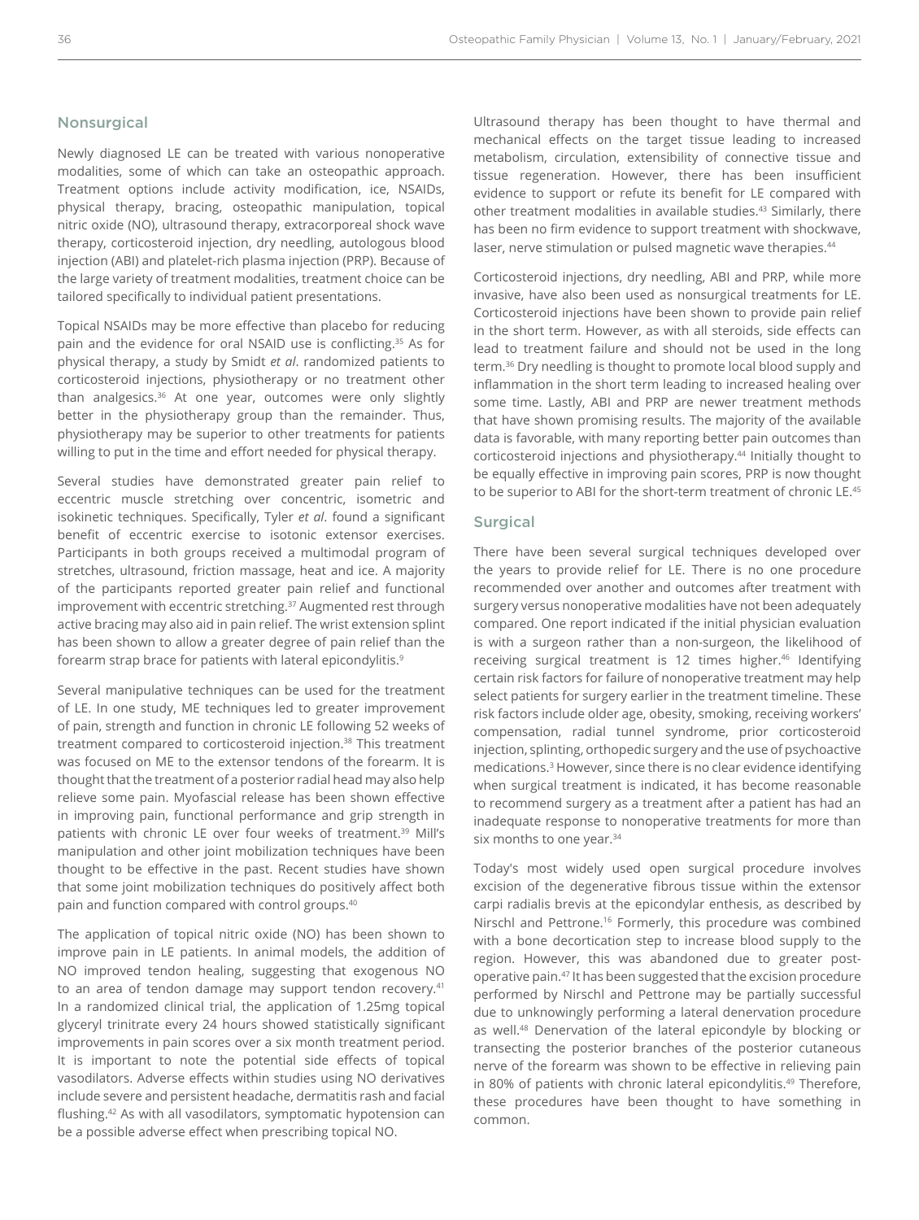## Nonsurgical

Newly diagnosed LE can be treated with various nonoperative modalities, some of which can take an osteopathic approach. Treatment options include activity modification, ice, NSAIDs, physical therapy, bracing, osteopathic manipulation, topical nitric oxide (NO), ultrasound therapy, extracorporeal shock wave therapy, corticosteroid injection, dry needling, autologous blood injection (ABI) and platelet-rich plasma injection (PRP). Because of the large variety of treatment modalities, treatment choice can be tailored specifically to individual patient presentations.

Topical NSAIDs may be more effective than placebo for reducing pain and the evidence for oral NSAID use is conflicting.[35] As for physical therapy, a study by Smidt *et al*. randomized patients to corticosteroid injections, physiotherapy or no treatment other than analgesics.[36] At one year, outcomes were only slightly better in the physiotherapy group than the remainder. Thus, physiotherapy may be superior to other treatments for patients willing to put in the time and effort needed for physical therapy.

Several studies have demonstrated greater pain relief to eccentric muscle stretching over concentric, isometric and isokinetic techniques. Specifically, Tyler *et al*. found a significant benefit of eccentric exercise to isotonic extensor exercises. Participants in both groups received a multimodal program of stretches, ultrasound, friction massage, heat and ice. A majority of the participants reported greater pain relief and functional improvement with eccentric stretching.[37] Augmented rest through active bracing may also aid in pain relief. The wrist extension splint has been shown to allow a greater degree of pain relief than the forearm strap brace for patients with lateral epicondylitis.[9]

Several manipulative techniques can be used for the treatment of LE. In one study, ME techniques led to greater improvement of pain, strength and function in chronic LE following 52 weeks of treatment compared to corticosteroid injection.[38] This treatment was focused on ME to the extensor tendons of the forearm. It is thought that the treatment of a posterior radial head may also help relieve some pain. Myofascial release has been shown effective in improving pain, functional performance and grip strength in patients with chronic LE over four weeks of treatment.[39] Mill's manipulation and other joint mobilization techniques have been thought to be effective in the past. Recent studies have shown that some joint mobilization techniques do positively affect both pain and function compared with control groups.[40]

The application of topical nitric oxide (NO) has been shown to improve pain in LE patients. In animal models, the addition of NO improved tendon healing, suggesting that exogenous NO to an area of tendon damage may support tendon recovery.[41] In a randomized clinical trial, the application of 1.25mg topical glyceryl trinitrate every 24 hours showed statistically significant improvements in pain scores over a six month treatment period. It is important to note the potential side effects of topical vasodilators. Adverse effects within studies using NO derivatives include severe and persistent headache, dermatitis rash and facial flushing.[42] As with all vasodilators, symptomatic hypotension can be a possible adverse effect when prescribing topical NO.

Ultrasound therapy has been thought to have thermal and mechanical effects on the target tissue leading to increased metabolism, circulation, extensibility of connective tissue and tissue regeneration. However, there has been insufficient evidence to support or refute its benefit for LE compared with other treatment modalities in available studies.[43] Similarly, there has been no firm evidence to support treatment with shockwave, laser, nerve stimulation or pulsed magnetic wave therapies.[44]

Corticosteroid injections, dry needling, ABI and PRP, while more invasive, have also been used as nonsurgical treatments for LE. Corticosteroid injections have been shown to provide pain relief in the short term. However, as with all steroids, side effects can lead to treatment failure and should not be used in the long term.[36] Dry needling is thought to promote local blood supply and inflammation in the short term leading to increased healing over some time. Lastly, ABI and PRP are newer treatment methods that have shown promising results. The majority of the available data is favorable, with many reporting better pain outcomes than corticosteroid injections and physiotherapy.[44] Initially thought to be equally effective in improving pain scores, PRP is now thought to be superior to ABI for the short-term treatment of chronic LE.[45]

## Surgical

There have been several surgical techniques developed over the years to provide relief for LE. There is no one procedure recommended over another and outcomes after treatment with surgery versus nonoperative modalities have not been adequately compared. One report indicated if the initial physician evaluation is with a surgeon rather than a non-surgeon, the likelihood of receiving surgical treatment is 12 times higher.[46] Identifying certain risk factors for failure of nonoperative treatment may help select patients for surgery earlier in the treatment timeline. These risk factors include older age, obesity, smoking, receiving workers' compensation, radial tunnel syndrome, prior corticosteroid injection, splinting, orthopedic surgery and the use of psychoactive medications.[3] However, since there is no clear evidence identifying when surgical treatment is indicated, it has become reasonable to recommend surgery as a treatment after a patient has had an inadequate response to nonoperative treatments for more than six months to one year.[34]

Today's most widely used open surgical procedure involves excision of the degenerative fibrous tissue within the extensor carpi radialis brevis at the epicondylar enthesis, as described by Nirschl and Pettrone.[16] Formerly, this procedure was combined with a bone decortication step to increase blood supply to the region. However, this was abandoned due to greater post-operative pain.[47] It has been suggested that the excision procedure performed by Nirschl and Pettrone may be partially successful due to unknowingly performing a lateral denervation procedure as well.[48] Denervation of the lateral epicondyle by blocking or transecting the posterior branches of the posterior cutaneous nerve of the forearm was shown to be effective in relieving pain in 80% of patients with chronic lateral epicondylitis.[49] Therefore, these procedures have been thought to have something in common.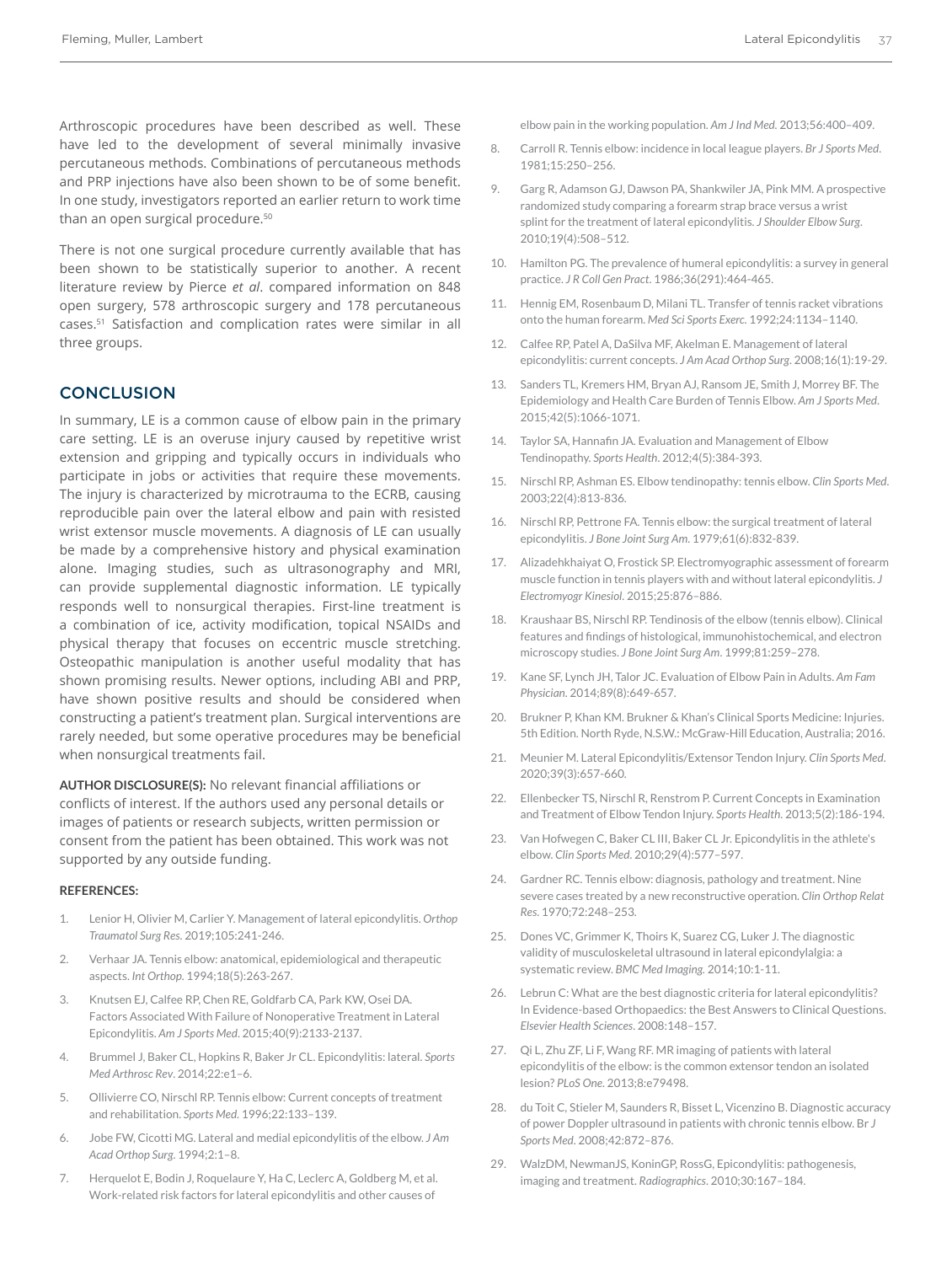Arthroscopic procedures have been described as well. These have led to the development of several minimally invasive percutaneous methods. Combinations of percutaneous methods and PRP injections have also been shown to be of some benefit. In one study, investigators reported an earlier return to work time than an open surgical procedure.[50]

There is not one surgical procedure currently available that has been shown to be statistically superior to another. A recent literature review by Pierce *et al*. compared information on 848 open surgery, 578 arthroscopic surgery and 178 percutaneous cases.[51] Satisfaction and complication rates were similar in all three groups.

## CONCLUSION

In summary, LE is a common cause of elbow pain in the primary care setting. LE is an overuse injury caused by repetitive wrist extension and gripping and typically occurs in individuals who participate in jobs or activities that require these movements. The injury is characterized by microtrauma to the ECRB, causing reproducible pain over the lateral elbow and pain with resisted wrist extensor muscle movements. A diagnosis of LE can usually be made by a comprehensive history and physical examination alone. Imaging studies, such as ultrasonography and MRI, can provide supplemental diagnostic information. LE typically responds well to nonsurgical therapies. First-line treatment is a combination of ice, activity modification, topical NSAIDs and physical therapy that focuses on eccentric muscle stretching. Osteopathic manipulation is another useful modality that has shown promising results. Newer options, including ABI and PRP, have shown positive results and should be considered when constructing a patient's treatment plan. Surgical interventions are rarely needed, but some operative procedures may be beneficial when nonsurgical treatments fail.

**AUTHOR DISCLOSURE(S):** No relevant financial affiliations or conflicts of interest. If the authors used any personal details or images of patients or research subjects, written permission or consent from the patient has been obtained. This work was not supported by any outside funding.

**REFERENCES:**

1. Lenior H, Olivier M, Carlier Y. Management of lateral epicondylitis. *Orthop Traumatol Surg Res*. 2019;105:241-246.
2. Verhaar JA. Tennis elbow: anatomical, epidemiological and therapeutic aspects. *Int Orthop*. 1994;18(5):263-267.
3. Knutsen EJ, Calfee RP, Chen RE, Goldfarb CA, Park KW, Osei DA. Factors Associated With Failure of Nonoperative Treatment in Lateral Epicondylitis. *Am J Sports Med*. 2015;40(9):2133-2137.
4. Brummel J, Baker CL, Hopkins R, Baker Jr CL. Epicondylitis: lateral. *Sports Med Arthrosc Rev*. 2014;22:e1–6.
5. Ollivierre CO, Nirschl RP. Tennis elbow: Current concepts of treatment and rehabilitation. *Sports Med*. 1996;22:133–139.
6. Jobe FW, Cicotti MG. Lateral and medial epicondylitis of the elbow. *J Am Acad Orthop Surg*. 1994;2:1–8.
7. Herquelot E, Bodin J, Roquelaure Y, Ha C, Leclerc A, Goldberg M, et al. Work-related risk factors for lateral epicondylitis and other causes of elbow pain in the working population. *Am J Ind Med*. 2013;56:400–409.
8. Carroll R. Tennis elbow: incidence in local league players. *Br J Sports Med*. 1981;15:250–256.
9. Garg R, Adamson GJ, Dawson PA, Shankwiler JA, Pink MM. A prospective randomized study comparing a forearm strap brace versus a wrist splint for the treatment of lateral epicondylitis. *J Shoulder Elbow Surg*. 2010;19(4):508–512.
10. Hamilton PG. The prevalence of humeral epicondylitis: a survey in general practice. *J R Coll Gen Pract*. 1986;36(291):464-465.
11. Hennig EM, Rosenbaum D, Milani TL. Transfer of tennis racket vibrations onto the human forearm. *Med Sci Sports Exerc*. 1992;24:1134–1140.
12. Calfee RP, Patel A, DaSilva MF, Akelman E. Management of lateral epicondylitis: current concepts. *J Am Acad Orthop Surg*. 2008;16(1):19-29.
13. Sanders TL, Kremers HM, Bryan AJ, Ransom JE, Smith J, Morrey BF. The Epidemiology and Health Care Burden of Tennis Elbow. *Am J Sports Med*. 2015;42(5):1066-1071.
14. Taylor SA, Hannafin JA. Evaluation and Management of Elbow Tendinopathy. *Sports Health*. 2012;4(5):384-393.
15. Nirschl RP, Ashman ES. Elbow tendinopathy: tennis elbow. *Clin Sports Med*. 2003;22(4):813-836.
16. Nirschl RP, Pettrone FA. Tennis elbow: the surgical treatment of lateral epicondylitis. *J Bone Joint Surg Am*. 1979;61(6):832-839.
17. Alizadehkhaiyat O, Frostick SP. Electromyographic assessment of forearm muscle function in tennis players with and without lateral epicondylitis. *J Electromyogr Kinesiol*. 2015;25:876–886.
18. Kraushaar BS, Nirschl RP. Tendinosis of the elbow (tennis elbow). Clinical features and findings of histological, immunohistochemical, and electron microscopy studies. *J Bone Joint Surg Am*. 1999;81:259–278.
19. Kane SF, Lynch JH, Talor JC. Evaluation of Elbow Pain in Adults. *Am Fam Physician*. 2014;89(8):649-657.
20. Brukner P, Khan KM. Brukner & Khan's Clinical Sports Medicine: Injuries. 5th Edition. North Ryde, N.S.W.: McGraw-Hill Education, Australia; 2016.
21. Meunier M. Lateral Epicondylitis/Extensor Tendon Injury. *Clin Sports Med*. 2020;39(3):657-660.
22. Ellenbecker TS, Nirschl R, Renstrom P. Current Concepts in Examination and Treatment of Elbow Tendon Injury. *Sports Health*. 2013;5(2):186-194.
23. Van Hofwegen C, Baker CL III, Baker CL Jr. Epicondylitis in the athlete's elbow. *Clin Sports Med*. 2010;29(4):577–597.
24. Gardner RC. Tennis elbow: diagnosis, pathology and treatment. Nine severe cases treated by a new reconstructive operation. *Clin Orthop Relat Res*. 1970;72:248–253.
25. Dones VC, Grimmer K, Thoirs K, Suarez CG, Luker J. The diagnostic validity of musculoskeletal ultrasound in lateral epicondylalgia: a systematic review. *BMC Med Imaging*. 2014;10:1-11.
26. Lebrun C: What are the best diagnostic criteria for lateral epicondylitis? In Evidence-based Orthopaedics: the Best Answers to Clinical Questions. *Elsevier Health Sciences*. 2008:148–157.
27. Qi L, Zhu ZF, Li F, Wang RF. MR imaging of patients with lateral epicondylitis of the elbow: is the common extensor tendon an isolated lesion? *PLoS One*. 2013;8:e79498.
28. du Toit C, Stieler M, Saunders R, Bisset L, Vicenzino B. Diagnostic accuracy of power Doppler ultrasound in patients with chronic tennis elbow. Br *J Sports Med*. 2008;42:872–876.
29. WalzDM, NewmanJS, KoninGP, RossG, Epicondylitis: pathogenesis, imaging and treatment. *Radiographics*. 2010;30:167–184.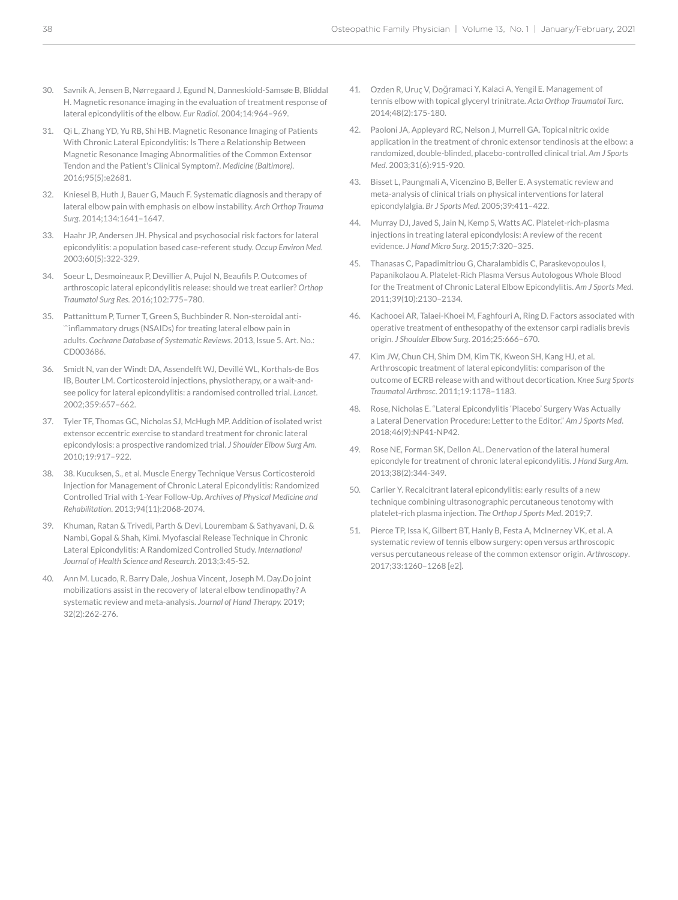30. Savnik A, Jensen B, Nørregaard J, Egund N, Danneskiold-Samsøe B, Bliddal H. Magnetic resonance imaging in the evaluation of treatment response of lateral epicondylitis of the elbow. *Eur Radiol*. 2004;14:964–969.

31. Qi L, Zhang YD, Yu RB, Shi HB. Magnetic Resonance Imaging of Patients With Chronic Lateral Epicondylitis: Is There a Relationship Between Magnetic Resonance Imaging Abnormalities of the Common Extensor Tendon and the Patient's Clinical Symptom?. *Medicine (Baltimore)*. 2016;95(5):e2681.

32. Kniesel B, Huth J, Bauer G, Mauch F. Systematic diagnosis and therapy of lateral elbow pain with emphasis on elbow instability. *Arch Orthop Trauma Surg*. 2014;134:1641–1647.

33. Haahr JP, Andersen JH. Physical and psychosocial risk factors for lateral epicondylitis: a population based case-referent study. *Occup Environ Med*. 2003;60(5):322-329.

34. Soeur L, Desmoineaux P, Devillier A, Pujol N, Beaufils P. Outcomes of arthroscopic lateral epicondylitis release: should we treat earlier? *Orthop Traumatol Surg Res*. 2016;102:775–780.

35. Pattanittum P, Turner T, Green S, Buchbinder R. Non-steroidal anti-‐inflammatory drugs (NSAIDs) for treating lateral elbow pain in adults. *Cochrane Database of Systematic Reviews*. 2013, Issue 5. Art. No.: CD003686.

36. Smidt N, van der Windt DA, Assendelft WJ, Devillé WL, Korthals-de Bos IB, Bouter LM. Corticosteroid injections, physiotherapy, or a wait-and-see policy for lateral epicondylitis: a randomised controlled trial. *Lancet*. 2002;359:657–662.

37. Tyler TF, Thomas GC, Nicholas SJ, McHugh MP. Addition of isolated wrist extensor eccentric exercise to standard treatment for chronic lateral epicondylosis: a prospective randomized trial. *J Shoulder Elbow Surg Am*. 2010;19:917–922.

38. 38. Kucuksen, S., et al. Muscle Energy Technique Versus Corticosteroid Injection for Management of Chronic Lateral Epicondylitis: Randomized Controlled Trial with 1-Year Follow-Up. *Archives of Physical Medicine and Rehabilitation*. 2013;94(11):2068-2074.

39. Khuman, Ratan & Trivedi, Parth & Devi, Lourembam & Sathyavani, D. & Nambi, Gopal & Shah, Kimi. Myofascial Release Technique in Chronic Lateral Epicondylitis: A Randomized Controlled Study. *International Journal of Health Science and Research*. 2013;3:45-52.

40. Ann M. Lucado, R. Barry Dale, Joshua Vincent, Joseph M. Day.Do joint mobilizations assist in the recovery of lateral elbow tendinopathy? A systematic review and meta-analysis. *Journal of Hand Therapy*. 2019; 32(2):262-276.

41. Ozden R, Uruç V, Doğramaci Y, Kalaci A, Yengil E. Management of tennis elbow with topical glyceryl trinitrate. *Acta Orthop Traumatol Turc*. 2014;48(2):175-180.

42. Paoloni JA, Appleyard RC, Nelson J, Murrell GA. Topical nitric oxide application in the treatment of chronic extensor tendinosis at the elbow: a randomized, double-blinded, placebo-controlled clinical trial. *Am J Sports Med*. 2003;31(6):915-920.

43. Bisset L, Paungmali A, Vicenzino B, Beller E. A systematic review and meta-analysis of clinical trials on physical interventions for lateral epicondylalgia. *Br J Sports Med*. 2005;39:411–422.

44. Murray DJ, Javed S, Jain N, Kemp S, Watts AC. Platelet-rich-plasma injections in treating lateral epicondylosis: A review of the recent evidence. *J Hand Micro Surg*. 2015;7:320–325.

45. Thanasas C, Papadimitriou G, Charalambidis C, Paraskevopoulos I, Papanikolaou A. Platelet-Rich Plasma Versus Autologous Whole Blood for the Treatment of Chronic Lateral Elbow Epicondylitis. *Am J Sports Med*. 2011;39(10):2130–2134.

46. Kachooei AR, Talaei-Khoei M, Faghfouri A, Ring D. Factors associated with operative treatment of enthesopathy of the extensor carpi radialis brevis origin. *J Shoulder Elbow Surg*. 2016;25:666–670.

47. Kim JW, Chun CH, Shim DM, Kim TK, Kweon SH, Kang HJ, et al. Arthroscopic treatment of lateral epicondylitis: comparison of the outcome of ECRB release with and without decortication. *Knee Surg Sports Traumatol Arthrosc*. 2011;19:1178–1183.

48. Rose, Nicholas E. "Lateral Epicondylitis 'Placebo' Surgery Was Actually a Lateral Denervation Procedure: Letter to the Editor." *Am J Sports Med*. 2018;46(9):NP41-NP42.

49. Rose NE, Forman SK, Dellon AL. Denervation of the lateral humeral epicondyle for treatment of chronic lateral epicondylitis. *J Hand Surg Am*. 2013;38(2):344-349.

50. Carlier Y. Recalcitrant lateral epicondylitis: early results of a new technique combining ultrasonographic percutaneous tenotomy with platelet-rich plasma injection. *The Orthop J Sports Med*. 2019;7.

51. Pierce TP, Issa K, Gilbert BT, Hanly B, Festa A, McInerney VK, et al. A systematic review of tennis elbow surgery: open versus arthroscopic versus percutaneous release of the common extensor origin. *Arthroscopy*. 2017;33:1260–1268 [e2].